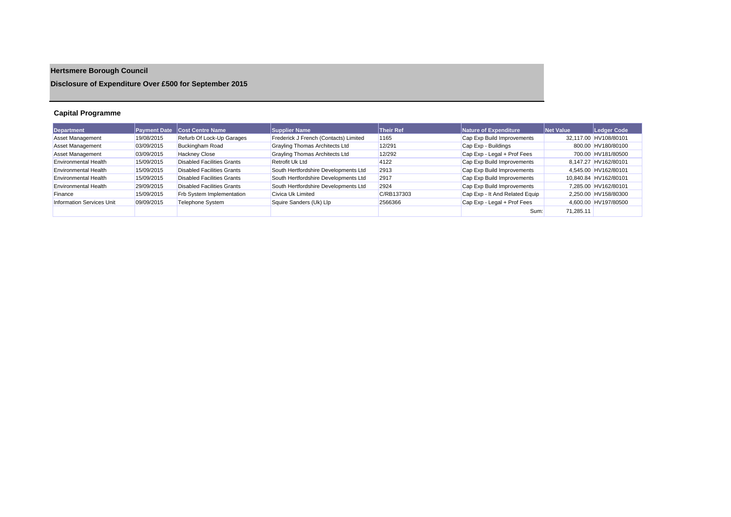# Hertsmere Borough Council

## Disclosure of Expenditure Over £500 for September 2015

### Capital Programme

| Department | Payment Date | Cost Centre Name | Supplier Name | Their Ref | Nature of Expenditure | Net Value | Ledger Code |
|---|---|---|---|---|---|---|---|
| Asset Management | 19/08/2015 | Refurb Of Lock-Up Garages | Frederick J French (Contacts) Limited | 1165 | Cap Exp Build Improvements | 32,117.00 | HV108/80101 |
| Asset Management | 03/09/2015 | Buckingham Road | Grayling Thomas Architects Ltd | 12/291 | Cap Exp - Buildings | 800.00 | HV180/80100 |
| Asset Management | 03/09/2015 | Hackney Close | Grayling Thomas Architects Ltd | 12/292 | Cap Exp - Legal + Prof Fees | 700.00 | HV181/80500 |
| Environmental Health | 15/09/2015 | Disabled Facilities Grants | Retrofit Uk Ltd | 4122 | Cap Exp Build Improvements | 8,147.27 | HV162/80101 |
| Environmental Health | 15/09/2015 | Disabled Facilities Grants | South Hertfordshire Developments Ltd | 2913 | Cap Exp Build Improvements | 4,545.00 | HV162/80101 |
| Environmental Health | 15/09/2015 | Disabled Facilities Grants | South Hertfordshire Developments Ltd | 2917 | Cap Exp Build Improvements | 10,840.84 | HV162/80101 |
| Environmental Health | 29/09/2015 | Disabled Facilities Grants | South Hertfordshire Developments Ltd | 2924 | Cap Exp Build Improvements | 7,285.00 | HV162/80101 |
| Finance | 15/09/2015 | Frb System Implementation | Civica Uk Limited | C/RB137303 | Cap Exp - It And Related Equip | 2,250.00 | HV158/80300 |
| Information Services Unit | 09/09/2015 | Telephone System | Squire Sanders (Uk) Llp | 2566366 | Cap Exp - Legal + Prof Fees | 4,600.00 | HV197/80500 |
| | | | | | Sum: | 71,285.11 | |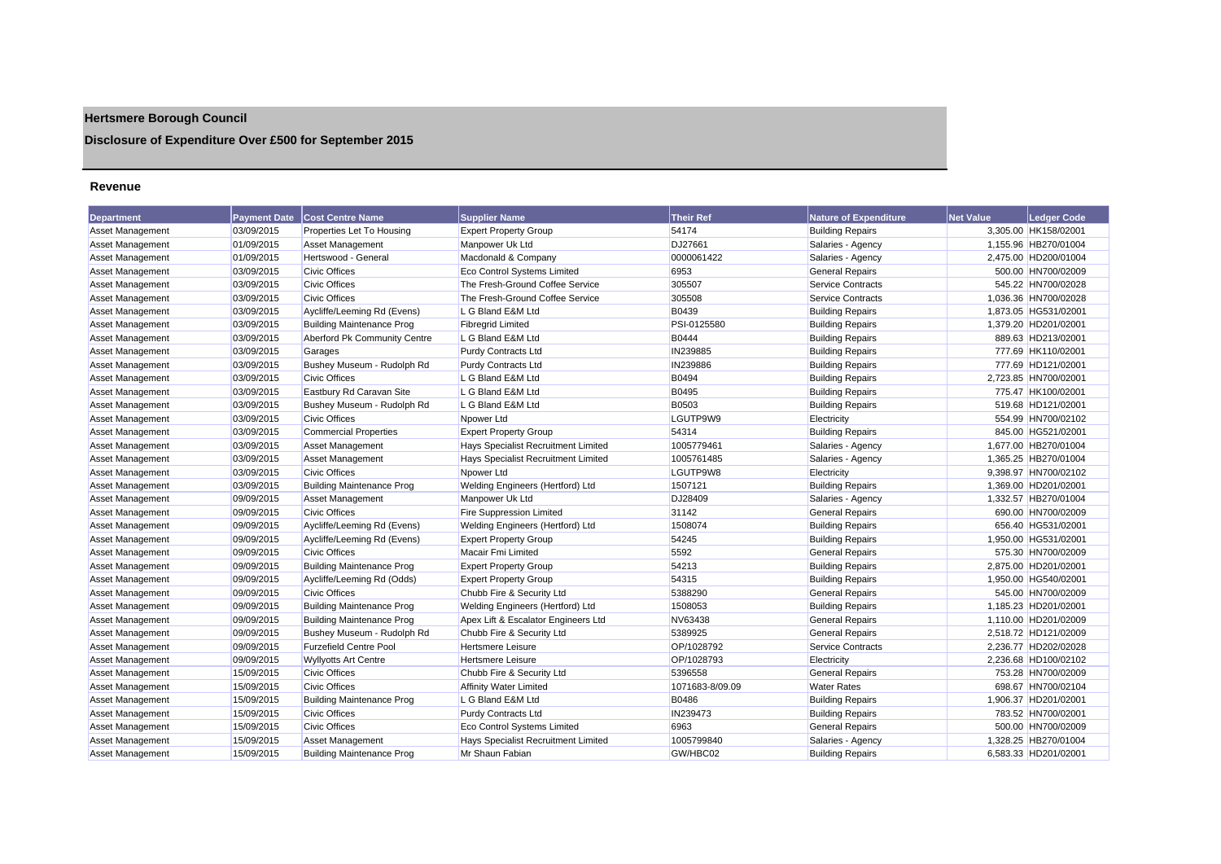# Hertsmere Borough Council

## Disclosure of Expenditure Over £500 for September 2015

### Revenue

| Department | Payment Date | Cost Centre Name | Supplier Name | Their Ref | Nature of Expenditure | Net Value | Ledger Code |
|---|---|---|---|---|---|---|---|
| Asset Management | 03/09/2015 | Properties Let To Housing | Expert Property Group | 54174 | Building Repairs | 3,305.00 | HK158/02001 |
| Asset Management | 01/09/2015 | Asset Management | Manpower Uk Ltd | DJ27661 | Salaries - Agency | 1,155.96 | HB270/01004 |
| Asset Management | 01/09/2015 | Hertswood - General | Macdonald & Company | 0000061422 | Salaries - Agency | 2,475.00 | HD200/01004 |
| Asset Management | 03/09/2015 | Civic Offices | Eco Control Systems Limited | 6953 | General Repairs | 500.00 | HN700/02009 |
| Asset Management | 03/09/2015 | Civic Offices | The Fresh-Ground Coffee Service | 305507 | Service Contracts | 545.22 | HN700/02028 |
| Asset Management | 03/09/2015 | Civic Offices | The Fresh-Ground Coffee Service | 305508 | Service Contracts | 1,036.36 | HN700/02028 |
| Asset Management | 03/09/2015 | Aycliffe/Leeming Rd (Evens) | L G Bland E&M Ltd | B0439 | Building Repairs | 1,873.05 | HG531/02001 |
| Asset Management | 03/09/2015 | Building Maintenance Prog | Fibregrid Limited | PSI-0125580 | Building Repairs | 1,379.20 | HD201/02001 |
| Asset Management | 03/09/2015 | Aberford Pk Community Centre | L G Bland E&M Ltd | B0444 | Building Repairs | 889.63 | HD213/02001 |
| Asset Management | 03/09/2015 | Garages | Purdy Contracts Ltd | IN239885 | Building Repairs | 777.69 | HK110/02001 |
| Asset Management | 03/09/2015 | Bushey Museum - Rudolph Rd | Purdy Contracts Ltd | IN239886 | Building Repairs | 777.69 | HD121/02001 |
| Asset Management | 03/09/2015 | Civic Offices | L G Bland E&M Ltd | B0494 | Building Repairs | 2,723.85 | HN700/02001 |
| Asset Management | 03/09/2015 | Eastbury Rd Caravan Site | L G Bland E&M Ltd | B0495 | Building Repairs | 775.47 | HK100/02001 |
| Asset Management | 03/09/2015 | Bushey Museum - Rudolph Rd | L G Bland E&M Ltd | B0503 | Building Repairs | 519.68 | HD121/02001 |
| Asset Management | 03/09/2015 | Civic Offices | Npower Ltd | LGUTP9W9 | Electricity | 554.99 | HN700/02102 |
| Asset Management | 03/09/2015 | Commercial Properties | Expert Property Group | 54314 | Building Repairs | 845.00 | HG521/02001 |
| Asset Management | 03/09/2015 | Asset Management | Hays Specialist Recruitment Limited | 1005779461 | Salaries - Agency | 1,677.00 | HB270/01004 |
| Asset Management | 03/09/2015 | Asset Management | Hays Specialist Recruitment Limited | 1005761485 | Salaries - Agency | 1,365.25 | HB270/01004 |
| Asset Management | 03/09/2015 | Civic Offices | Npower Ltd | LGUTP9W8 | Electricity | 9,398.97 | HN700/02102 |
| Asset Management | 03/09/2015 | Building Maintenance Prog | Welding Engineers (Hertford) Ltd | 1507121 | Building Repairs | 1,369.00 | HD201/02001 |
| Asset Management | 09/09/2015 | Asset Management | Manpower Uk Ltd | DJ28409 | Salaries - Agency | 1,332.57 | HB270/01004 |
| Asset Management | 09/09/2015 | Civic Offices | Fire Suppression Limited | 31142 | General Repairs | 690.00 | HN700/02009 |
| Asset Management | 09/09/2015 | Aycliffe/Leeming Rd (Evens) | Welding Engineers (Hertford) Ltd | 1508074 | Building Repairs | 656.40 | HG531/02001 |
| Asset Management | 09/09/2015 | Aycliffe/Leeming Rd (Evens) | Expert Property Group | 54245 | Building Repairs | 1,950.00 | HG531/02001 |
| Asset Management | 09/09/2015 | Civic Offices | Macair Fmi Limited | 5592 | General Repairs | 575.30 | HN700/02009 |
| Asset Management | 09/09/2015 | Building Maintenance Prog | Expert Property Group | 54213 | Building Repairs | 2,875.00 | HD201/02001 |
| Asset Management | 09/09/2015 | Aycliffe/Leeming Rd (Odds) | Expert Property Group | 54315 | Building Repairs | 1,950.00 | HG540/02001 |
| Asset Management | 09/09/2015 | Civic Offices | Chubb Fire & Security Ltd | 5388290 | General Repairs | 545.00 | HN700/02009 |
| Asset Management | 09/09/2015 | Building Maintenance Prog | Welding Engineers (Hertford) Ltd | 1508053 | Building Repairs | 1,185.23 | HD201/02001 |
| Asset Management | 09/09/2015 | Building Maintenance Prog | Apex Lift & Escalator Engineers Ltd | NV63438 | General Repairs | 1,110.00 | HD201/02009 |
| Asset Management | 09/09/2015 | Bushey Museum - Rudolph Rd | Chubb Fire & Security Ltd | 5389925 | General Repairs | 2,518.72 | HD121/02009 |
| Asset Management | 09/09/2015 | Furzefield Centre Pool | Hertsmere Leisure | OP/1028792 | Service Contracts | 2,236.77 | HD202/02028 |
| Asset Management | 09/09/2015 | Wyllyotts Art Centre | Hertsmere Leisure | OP/1028793 | Electricity | 2,236.68 | HD100/02102 |
| Asset Management | 15/09/2015 | Civic Offices | Chubb Fire & Security Ltd | 5396558 | General Repairs | 753.28 | HN700/02009 |
| Asset Management | 15/09/2015 | Civic Offices | Affinity Water Limited | 1071683-8/09.09 | Water Rates | 698.67 | HN700/02104 |
| Asset Management | 15/09/2015 | Building Maintenance Prog | L G Bland E&M Ltd | B0486 | Building Repairs | 1,906.37 | HD201/02001 |
| Asset Management | 15/09/2015 | Civic Offices | Purdy Contracts Ltd | IN239473 | Building Repairs | 783.52 | HN700/02001 |
| Asset Management | 15/09/2015 | Civic Offices | Eco Control Systems Limited | 6963 | General Repairs | 500.00 | HN700/02009 |
| Asset Management | 15/09/2015 | Asset Management | Hays Specialist Recruitment Limited | 1005799840 | Salaries - Agency | 1,328.25 | HB270/01004 |
| Asset Management | 15/09/2015 | Building Maintenance Prog | Mr Shaun Fabian | GW/HBC02 | Building Repairs | 6,583.33 | HD201/02001 |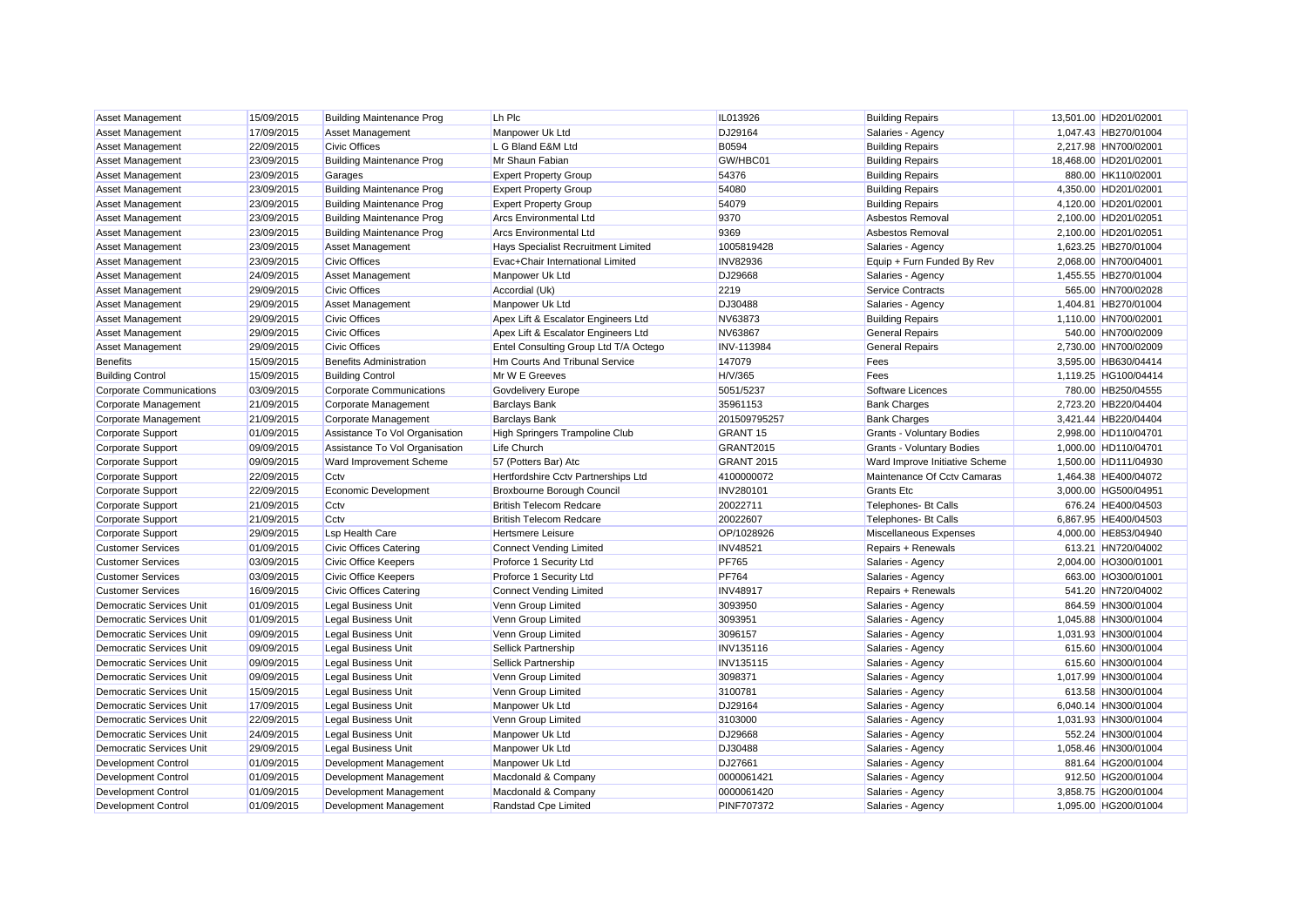| | | | | | | | |
|---|---|---|---|---|---|---|---|
| Asset Management | 15/09/2015 | Building Maintenance Prog | Lh Plc | IL013926 | Building Repairs | 13,501.00 | HD201/02001 |
| Asset Management | 17/09/2015 | Asset Management | Manpower Uk Ltd | DJ29164 | Salaries - Agency | 1,047.43 | HB270/01004 |
| Asset Management | 22/09/2015 | Civic Offices | L G Bland E&M Ltd | B0594 | Building Repairs | 2,217.98 | HN700/02001 |
| Asset Management | 23/09/2015 | Building Maintenance Prog | Mr Shaun Fabian | GW/HBC01 | Building Repairs | 18,468.00 | HD201/02001 |
| Asset Management | 23/09/2015 | Garages | Expert Property Group | 54376 | Building Repairs | 880.00 | HK110/02001 |
| Asset Management | 23/09/2015 | Building Maintenance Prog | Expert Property Group | 54080 | Building Repairs | 4,350.00 | HD201/02001 |
| Asset Management | 23/09/2015 | Building Maintenance Prog | Expert Property Group | 54079 | Building Repairs | 4,120.00 | HD201/02001 |
| Asset Management | 23/09/2015 | Building Maintenance Prog | Arcs Environmental Ltd | 9370 | Asbestos Removal | 2,100.00 | HD201/02051 |
| Asset Management | 23/09/2015 | Building Maintenance Prog | Arcs Environmental Ltd | 9369 | Asbestos Removal | 2,100.00 | HD201/02051 |
| Asset Management | 23/09/2015 | Asset Management | Hays Specialist Recruitment Limited | 1005819428 | Salaries - Agency | 1,623.25 | HB270/01004 |
| Asset Management | 23/09/2015 | Civic Offices | Evac+Chair International Limited | INV82936 | Equip + Furn Funded By Rev | 2,068.00 | HN700/04001 |
| Asset Management | 24/09/2015 | Asset Management | Manpower Uk Ltd | DJ29668 | Salaries - Agency | 1,455.55 | HB270/01004 |
| Asset Management | 29/09/2015 | Civic Offices | Accordial (Uk) | 2219 | Service Contracts | 565.00 | HN700/02028 |
| Asset Management | 29/09/2015 | Asset Management | Manpower Uk Ltd | DJ30488 | Salaries - Agency | 1,404.81 | HB270/01004 |
| Asset Management | 29/09/2015 | Civic Offices | Apex Lift & Escalator Engineers Ltd | NV63873 | Building Repairs | 1,110.00 | HN700/02001 |
| Asset Management | 29/09/2015 | Civic Offices | Apex Lift & Escalator Engineers Ltd | NV63867 | General Repairs | 540.00 | HN700/02009 |
| Asset Management | 29/09/2015 | Civic Offices | Entel Consulting Group Ltd T/A Octego | INV-113984 | General Repairs | 2,730.00 | HN700/02009 |
| Benefits | 15/09/2015 | Benefits Administration | Hm Courts And Tribunal Service | 147079 | Fees | 3,595.00 | HB630/04414 |
| Building Control | 15/09/2015 | Building Control | Mr W E Greeves | H/V/365 | Fees | 1,119.25 | HG100/04414 |
| Corporate Communications | 03/09/2015 | Corporate Communications | Govdelivery Europe | 5051/5237 | Software Licences | 780.00 | HB250/04555 |
| Corporate Management | 21/09/2015 | Corporate Management | Barclays Bank | 35961153 | Bank Charges | 2,723.20 | HB220/04404 |
| Corporate Management | 21/09/2015 | Corporate Management | Barclays Bank | 201509795257 | Bank Charges | 3,421.44 | HB220/04404 |
| Corporate Support | 01/09/2015 | Assistance To Vol Organisation | High Springers Trampoline Club | GRANT 15 | Grants - Voluntary Bodies | 2,998.00 | HD110/04701 |
| Corporate Support | 09/09/2015 | Assistance To Vol Organisation | Life Church | GRANT2015 | Grants - Voluntary Bodies | 1,000.00 | HD110/04701 |
| Corporate Support | 09/09/2015 | Ward Improvement Scheme | 57 (Potters Bar) Atc | GRANT 2015 | Ward Improve Initiative Scheme | 1,500.00 | HD111/04930 |
| Corporate Support | 22/09/2015 | Cctv | Hertfordshire Cctv Partnerships Ltd | 4100000072 | Maintenance Of Cctv Camaras | 1,464.38 | HE400/04072 |
| Corporate Support | 22/09/2015 | Economic Development | Broxbourne Borough Council | INV280101 | Grants Etc | 3,000.00 | HG500/04951 |
| Corporate Support | 21/09/2015 | Cctv | British Telecom Redcare | 20022711 | Telephones- Bt Calls | 676.24 | HE400/04503 |
| Corporate Support | 21/09/2015 | Cctv | British Telecom Redcare | 20022607 | Telephones- Bt Calls | 6,867.95 | HE400/04503 |
| Corporate Support | 29/09/2015 | Lsp Health Care | Hertsmere Leisure | OP/1028926 | Miscellaneous Expenses | 4,000.00 | HE853/04940 |
| Customer Services | 01/09/2015 | Civic Offices Catering | Connect Vending Limited | INV48521 | Repairs + Renewals | 613.21 | HN720/04002 |
| Customer Services | 03/09/2015 | Civic Office Keepers | Proforce 1 Security Ltd | PF765 | Salaries - Agency | 2,004.00 | HO300/01001 |
| Customer Services | 03/09/2015 | Civic Office Keepers | Proforce 1 Security Ltd | PF764 | Salaries - Agency | 663.00 | HO300/01001 |
| Customer Services | 16/09/2015 | Civic Offices Catering | Connect Vending Limited | INV48917 | Repairs + Renewals | 541.20 | HN720/04002 |
| Democratic Services Unit | 01/09/2015 | Legal Business Unit | Venn Group Limited | 3093950 | Salaries - Agency | 864.59 | HN300/01004 |
| Democratic Services Unit | 01/09/2015 | Legal Business Unit | Venn Group Limited | 3093951 | Salaries - Agency | 1,045.88 | HN300/01004 |
| Democratic Services Unit | 09/09/2015 | Legal Business Unit | Venn Group Limited | 3096157 | Salaries - Agency | 1,031.93 | HN300/01004 |
| Democratic Services Unit | 09/09/2015 | Legal Business Unit | Sellick Partnership | INV135116 | Salaries - Agency | 615.60 | HN300/01004 |
| Democratic Services Unit | 09/09/2015 | Legal Business Unit | Sellick Partnership | INV135115 | Salaries - Agency | 615.60 | HN300/01004 |
| Democratic Services Unit | 09/09/2015 | Legal Business Unit | Venn Group Limited | 3098371 | Salaries - Agency | 1,017.99 | HN300/01004 |
| Democratic Services Unit | 15/09/2015 | Legal Business Unit | Venn Group Limited | 3100781 | Salaries - Agency | 613.58 | HN300/01004 |
| Democratic Services Unit | 17/09/2015 | Legal Business Unit | Manpower Uk Ltd | DJ29164 | Salaries - Agency | 6,040.14 | HN300/01004 |
| Democratic Services Unit | 22/09/2015 | Legal Business Unit | Venn Group Limited | 3103000 | Salaries - Agency | 1,031.93 | HN300/01004 |
| Democratic Services Unit | 24/09/2015 | Legal Business Unit | Manpower Uk Ltd | DJ29668 | Salaries - Agency | 552.24 | HN300/01004 |
| Democratic Services Unit | 29/09/2015 | Legal Business Unit | Manpower Uk Ltd | DJ30488 | Salaries - Agency | 1,058.46 | HN300/01004 |
| Development Control | 01/09/2015 | Development Management | Manpower Uk Ltd | DJ27661 | Salaries - Agency | 881.64 | HG200/01004 |
| Development Control | 01/09/2015 | Development Management | Macdonald & Company | 0000061421 | Salaries - Agency | 912.50 | HG200/01004 |
| Development Control | 01/09/2015 | Development Management | Macdonald & Company | 0000061420 | Salaries - Agency | 3,858.75 | HG200/01004 |
| Development Control | 01/09/2015 | Development Management | Randstad Cpe Limited | PINF707372 | Salaries - Agency | 1,095.00 | HG200/01004 |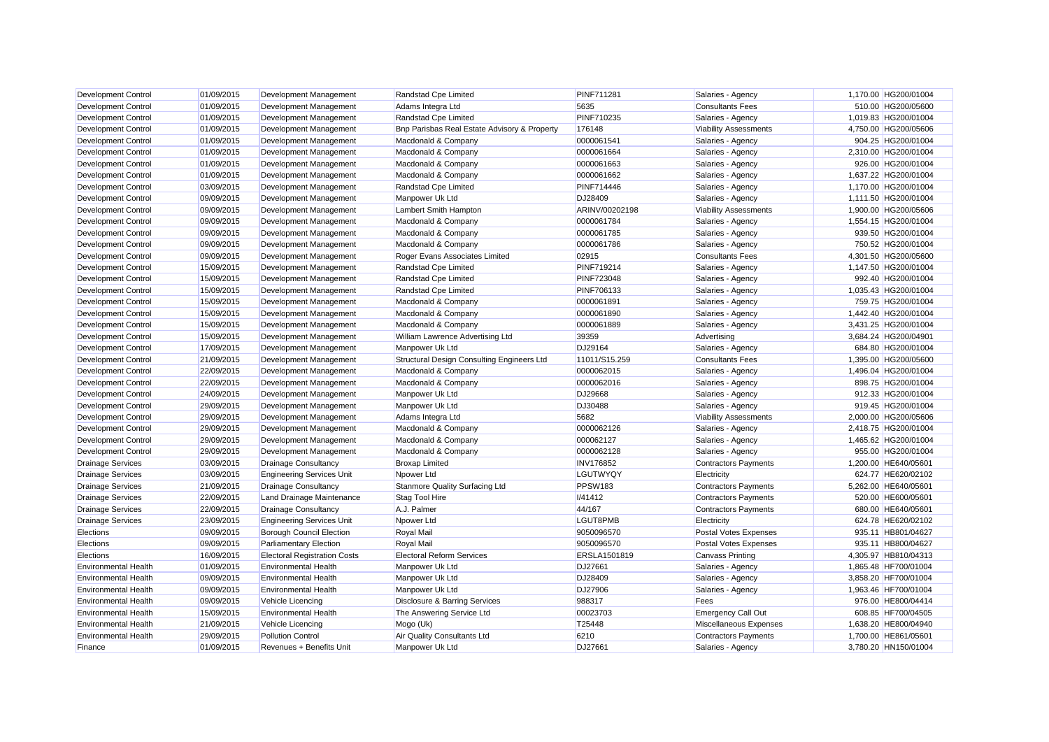| Development Control | 01/09/2015 | Development Management | Randstad Cpe Limited | PINF711281 | Salaries - Agency | 1,170.00 | HG200/01004 |
|---|---|---|---|---|---|---|---|
| Development Control | 01/09/2015 | Development Management | Adams Integra Ltd | 5635 | Consultants Fees | 510.00 | HG200/05600 |
| Development Control | 01/09/2015 | Development Management | Randstad Cpe Limited | PINF710235 | Salaries - Agency | 1,019.83 | HG200/01004 |
| Development Control | 01/09/2015 | Development Management | Bnp Parisbas Real Estate Advisory & Property | 176148 | Viability Assessments | 4,750.00 | HG200/05606 |
| Development Control | 01/09/2015 | Development Management | Macdonald & Company | 0000061541 | Salaries - Agency | 904.25 | HG200/01004 |
| Development Control | 01/09/2015 | Development Management | Macdonald & Company | 0000061664 | Salaries - Agency | 2,310.00 | HG200/01004 |
| Development Control | 01/09/2015 | Development Management | Macdonald & Company | 0000061663 | Salaries - Agency | 926.00 | HG200/01004 |
| Development Control | 01/09/2015 | Development Management | Macdonald & Company | 0000061662 | Salaries - Agency | 1,637.22 | HG200/01004 |
| Development Control | 03/09/2015 | Development Management | Randstad Cpe Limited | PINF714446 | Salaries - Agency | 1,170.00 | HG200/01004 |
| Development Control | 09/09/2015 | Development Management | Manpower Uk Ltd | DJ28409 | Salaries - Agency | 1,111.50 | HG200/01004 |
| Development Control | 09/09/2015 | Development Management | Lambert Smith Hampton | ARINV/00202198 | Viability Assessments | 1,900.00 | HG200/05606 |
| Development Control | 09/09/2015 | Development Management | Macdonald & Company | 0000061784 | Salaries - Agency | 1,554.15 | HG200/01004 |
| Development Control | 09/09/2015 | Development Management | Macdonald & Company | 0000061785 | Salaries - Agency | 939.50 | HG200/01004 |
| Development Control | 09/09/2015 | Development Management | Macdonald & Company | 0000061786 | Salaries - Agency | 750.52 | HG200/01004 |
| Development Control | 09/09/2015 | Development Management | Roger Evans Associates Limited | 02915 | Consultants Fees | 4,301.50 | HG200/05600 |
| Development Control | 15/09/2015 | Development Management | Randstad Cpe Limited | PINF719214 | Salaries - Agency | 1,147.50 | HG200/01004 |
| Development Control | 15/09/2015 | Development Management | Randstad Cpe Limited | PINF723048 | Salaries - Agency | 992.40 | HG200/01004 |
| Development Control | 15/09/2015 | Development Management | Randstad Cpe Limited | PINF706133 | Salaries - Agency | 1,035.43 | HG200/01004 |
| Development Control | 15/09/2015 | Development Management | Macdonald & Company | 0000061891 | Salaries - Agency | 759.75 | HG200/01004 |
| Development Control | 15/09/2015 | Development Management | Macdonald & Company | 0000061890 | Salaries - Agency | 1,442.40 | HG200/01004 |
| Development Control | 15/09/2015 | Development Management | Macdonald & Company | 0000061889 | Salaries - Agency | 3,431.25 | HG200/01004 |
| Development Control | 15/09/2015 | Development Management | William Lawrence Advertising Ltd | 39359 | Advertising | 3,684.24 | HG200/04901 |
| Development Control | 17/09/2015 | Development Management | Manpower Uk Ltd | DJ29164 | Salaries - Agency | 684.80 | HG200/01004 |
| Development Control | 21/09/2015 | Development Management | Structural Design Consulting Engineers Ltd | 11011/S15.259 | Consultants Fees | 1,395.00 | HG200/05600 |
| Development Control | 22/09/2015 | Development Management | Macdonald & Company | 0000062015 | Salaries - Agency | 1,496.04 | HG200/01004 |
| Development Control | 22/09/2015 | Development Management | Macdonald & Company | 0000062016 | Salaries - Agency | 898.75 | HG200/01004 |
| Development Control | 24/09/2015 | Development Management | Manpower Uk Ltd | DJ29668 | Salaries - Agency | 912.33 | HG200/01004 |
| Development Control | 29/09/2015 | Development Management | Manpower Uk Ltd | DJ30488 | Salaries - Agency | 919.45 | HG200/01004 |
| Development Control | 29/09/2015 | Development Management | Adams Integra Ltd | 5682 | Viability Assessments | 2,000.00 | HG200/05606 |
| Development Control | 29/09/2015 | Development Management | Macdonald & Company | 0000062126 | Salaries - Agency | 2,418.75 | HG200/01004 |
| Development Control | 29/09/2015 | Development Management | Macdonald & Company | 000062127 | Salaries - Agency | 1,465.62 | HG200/01004 |
| Development Control | 29/09/2015 | Development Management | Macdonald & Company | 0000062128 | Salaries - Agency | 955.00 | HG200/01004 |
| Drainage Services | 03/09/2015 | Drainage Consultancy | Broxap Limited | INV176852 | Contractors Payments | 1,200.00 | HE640/05601 |
| Drainage Services | 03/09/2015 | Engineering Services Unit | Npower Ltd | LGUTWYQY | Electricity | 624.77 | HE620/02102 |
| Drainage Services | 21/09/2015 | Drainage Consultancy | Stanmore Quality Surfacing Ltd | PPSW183 | Contractors Payments | 5,262.00 | HE640/05601 |
| Drainage Services | 22/09/2015 | Land Drainage Maintenance | Stag Tool Hire | I/41412 | Contractors Payments | 520.00 | HE600/05601 |
| Drainage Services | 22/09/2015 | Drainage Consultancy | A.J. Palmer | 44/167 | Contractors Payments | 680.00 | HE640/05601 |
| Drainage Services | 23/09/2015 | Engineering Services Unit | Npower Ltd | LGUT8PMB | Electricity | 624.78 | HE620/02102 |
| Elections | 09/09/2015 | Borough Council Election | Royal Mail | 9050096570 | Postal Votes Expenses | 935.11 | HB801/04627 |
| Elections | 09/09/2015 | Parliamentary Election | Royal Mail | 9050096570 | Postal Votes Expenses | 935.11 | HB800/04627 |
| Elections | 16/09/2015 | Electoral Registration Costs | Electoral Reform Services | ERSLA1501819 | Canvass Printing | 4,305.97 | HB810/04313 |
| Environmental Health | 01/09/2015 | Environmental Health | Manpower Uk Ltd | DJ27661 | Salaries - Agency | 1,865.48 | HF700/01004 |
| Environmental Health | 09/09/2015 | Environmental Health | Manpower Uk Ltd | DJ28409 | Salaries - Agency | 3,858.20 | HF700/01004 |
| Environmental Health | 09/09/2015 | Environmental Health | Manpower Uk Ltd | DJ27906 | Salaries - Agency | 1,963.46 | HF700/01004 |
| Environmental Health | 09/09/2015 | Vehicle Licencing | Disclosure & Barring Services | 988317 | Fees | 976.00 | HE800/04414 |
| Environmental Health | 15/09/2015 | Environmental Health | The Answering Service Ltd | 00023703 | Emergency Call Out | 608.85 | HF700/04505 |
| Environmental Health | 21/09/2015 | Vehicle Licencing | Mogo (Uk) | T25448 | Miscellaneous Expenses | 1,638.20 | HE800/04940 |
| Environmental Health | 29/09/2015 | Pollution Control | Air Quality Consultants Ltd | 6210 | Contractors Payments | 1,700.00 | HE861/05601 |
| Finance | 01/09/2015 | Revenues + Benefits Unit | Manpower Uk Ltd | DJ27661 | Salaries - Agency | 3,780.20 | HN150/01004 |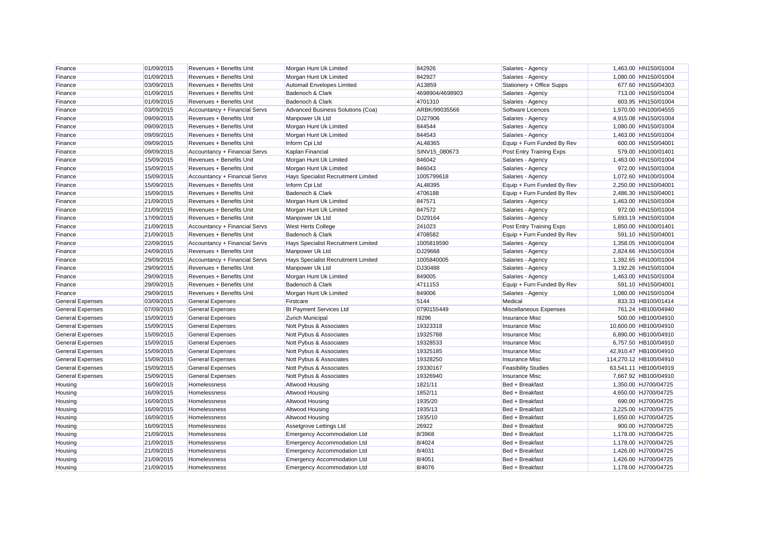| Finance | 01/09/2015 | Revenues + Benefits Unit | Morgan Hunt Uk Limited | 842926 | Salaries - Agency | 1,463.00 | HN150/01004 |
|---|---|---|---|---|---|---|---|
| Finance | 01/09/2015 | Revenues + Benefits Unit | Morgan Hunt Uk Limited | 842927 | Salaries - Agency | 1,080.00 | HN150/01004 |
| Finance | 03/09/2015 | Revenues + Benefits Unit | Automail Envelopes Limited | A13859 | Stationery + Office Supps | 677.60 | HN150/04303 |
| Finance | 01/09/2015 | Revenues + Benefits Unit | Badenoch & Clark | 4698904/4698903 | Salaries - Agency | 713.00 | HN150/01004 |
| Finance | 01/09/2015 | Revenues + Benefits Unit | Badenoch & Clark | 4701310 | Salaries - Agency | 603.95 | HN150/01004 |
| Finance | 03/09/2015 | Accountancy + Financial Servs | Advanced Business Solutions (Coa) | ARBK/99035566 | Software Licences | 1,970.00 | HN100/04555 |
| Finance | 09/09/2015 | Revenues + Benefits Unit | Manpower Uk Ltd | DJ27906 | Salaries - Agency | 4,915.08 | HN150/01004 |
| Finance | 09/09/2015 | Revenues + Benefits Unit | Morgan Hunt Uk Limited | 844544 | Salaries - Agency | 1,080.00 | HN150/01004 |
| Finance | 09/09/2015 | Revenues + Benefits Unit | Morgan Hunt Uk Limited | 844543 | Salaries - Agency | 1,463.00 | HN150/01004 |
| Finance | 09/09/2015 | Revenues + Benefits Unit | Inform Cpi Ltd | AL48365 | Equip + Furn Funded By Rev | 600.00 | HN150/04001 |
| Finance | 09/09/2015 | Accountancy + Financial Servs | Kaplan Financial | SINV15_080673 | Post Entry Training Exps | 579.00 | HN100/01401 |
| Finance | 15/09/2015 | Revenues + Benefits Unit | Morgan Hunt Uk Limited | 846042 | Salaries - Agency | 1,463.00 | HN150/01004 |
| Finance | 15/09/2015 | Revenues + Benefits Unit | Morgan Hunt Uk Limited | 846043 | Salaries - Agency | 972.00 | HN150/01004 |
| Finance | 15/09/2015 | Accountancy + Financial Servs | Hays Specialist Recruitment Limited | 1005799618 | Salaries - Agency | 1,072.60 | HN100/01004 |
| Finance | 15/09/2015 | Revenues + Benefits Unit | Inform Cpi Ltd | AL48395 | Equip + Furn Funded By Rev | 2,250.00 | HN150/04001 |
| Finance | 15/09/2015 | Revenues + Benefits Unit | Badenoch & Clark | 4706188 | Equip + Furn Funded By Rev | 2,486.30 | HN150/04001 |
| Finance | 21/09/2015 | Revenues + Benefits Unit | Morgan Hunt Uk Limited | 847571 | Salaries - Agency | 1,463.00 | HN150/01004 |
| Finance | 21/09/2015 | Revenues + Benefits Unit | Morgan Hunt Uk Limited | 847572 | Salaries - Agency | 972.00 | HN150/01004 |
| Finance | 17/09/2015 | Revenues + Benefits Unit | Manpower Uk Ltd | DJ29164 | Salaries - Agency | 5,693.19 | HN150/01004 |
| Finance | 21/09/2015 | Accountancy + Financial Servs | West Herts College | 241023 | Post Entry Training Exps | 1,850.00 | HN100/01401 |
| Finance | 21/09/2015 | Revenues + Benefits Unit | Badenoch & Clark | 4708582 | Equip + Furn Funded By Rev | 591.10 | HN150/04001 |
| Finance | 22/09/2015 | Accountancy + Financial Servs | Hays Specialist Recruitment Limited | 1005819590 | Salaries - Agency | 1,358.05 | HN100/01004 |
| Finance | 24/09/2015 | Revenues + Benefits Unit | Manpower Uk Ltd | DJ29668 | Salaries - Agency | 2,824.66 | HN150/01004 |
| Finance | 29/09/2015 | Accountancy + Financial Servs | Hays Specialist Recruitment Limited | 1005840005 | Salaries - Agency | 1,392.65 | HN100/01004 |
| Finance | 29/09/2015 | Revenues + Benefits Unit | Manpower Uk Ltd | DJ30488 | Salaries - Agency | 3,192.26 | HN150/01004 |
| Finance | 29/09/2015 | Revenues + Benefits Unit | Morgan Hunt Uk Limited | 849005 | Salaries - Agency | 1,463.00 | HN150/01004 |
| Finance | 29/09/2015 | Revenues + Benefits Unit | Badenoch & Clark | 4711153 | Equip + Furn Funded By Rev | 591.10 | HN150/04001 |
| Finance | 29/09/2015 | Revenues + Benefits Unit | Morgan Hunt Uk Limited | 849006 | Salaries - Agency | 1,080.00 | HN150/01004 |
| General Expenses | 03/09/2015 | General Expenses | Firstcare | 5144 | Medical | 833.33 | HB100/01414 |
| General Expenses | 07/09/2015 | General Expenses | Bt Payment Services Ltd | 0790155449 | Miscellaneous Expenses | 761.24 | HB100/04940 |
| General Expenses | 15/09/2015 | General Expenses | Zurich Municipal | I9296 | Insurance Misc | 500.00 | HB100/04910 |
| General Expenses | 15/09/2015 | General Expenses | Nott Pybus & Associates | 19323318 | Insurance Misc | 10,600.00 | HB100/04910 |
| General Expenses | 15/09/2015 | General Expenses | Nott Pybus & Associates | 19325788 | Insurance Misc | 6,890.00 | HB100/04910 |
| General Expenses | 15/09/2015 | General Expenses | Nott Pybus & Associates | 19328533 | Insurance Misc | 6,757.50 | HB100/04910 |
| General Expenses | 15/09/2015 | General Expenses | Nott Pybus & Associates | 19325185 | Insurance Misc | 42,910.47 | HB100/04910 |
| General Expenses | 15/09/2015 | General Expenses | Nott Pybus & Associates | 19328250 | Insurance Misc | 114,270.12 | HB100/04910 |
| General Expenses | 15/09/2015 | General Expenses | Nott Pybus & Associates | 19330167 | Feasibility Studies | 63,541.11 | HB100/04919 |
| General Expenses | 15/09/2015 | General Expenses | Nott Pybus & Associates | 19326940 | Insurance Misc | 7,667.92 | HB100/04910 |
| Housing | 16/09/2015 | Homelessness | Altwood Housing | 1821/11 | Bed + Breakfast | 1,350.00 | HJ700/04725 |
| Housing | 16/09/2015 | Homelessness | Altwood Housing | 1852/11 | Bed + Breakfast | 4,650.00 | HJ700/04725 |
| Housing | 16/09/2015 | Homelessness | Altwood Housing | 1935/20 | Bed + Breakfast | 690.00 | HJ700/04725 |
| Housing | 16/09/2015 | Homelessness | Altwood Housing | 1935/13 | Bed + Breakfast | 3,225.00 | HJ700/04725 |
| Housing | 16/09/2015 | Homelessness | Altwood Housing | 1935/10 | Bed + Breakfast | 1,650.00 | HJ700/04725 |
| Housing | 16/09/2015 | Homelessness | Assetgrove Lettings Ltd | 26922 | Bed + Breakfast | 900.00 | HJ700/04725 |
| Housing | 21/09/2015 | Homelessness | Emergency Accommodation Ltd | 8/3968 | Bed + Breakfast | 1,178.00 | HJ700/04725 |
| Housing | 21/09/2015 | Homelessness | Emergency Accommodation Ltd | 8/4024 | Bed + Breakfast | 1,178.00 | HJ700/04725 |
| Housing | 21/09/2015 | Homelessness | Emergency Accommodation Ltd | 8/4031 | Bed + Breakfast | 1,426.00 | HJ700/04725 |
| Housing | 21/09/2015 | Homelessness | Emergency Accommodation Ltd | 8/4051 | Bed + Breakfast | 1,426.00 | HJ700/04725 |
| Housing | 21/09/2015 | Homelessness | Emergency Accommodation Ltd | 8/4076 | Bed + Breakfast | 1,178.00 | HJ700/04725 |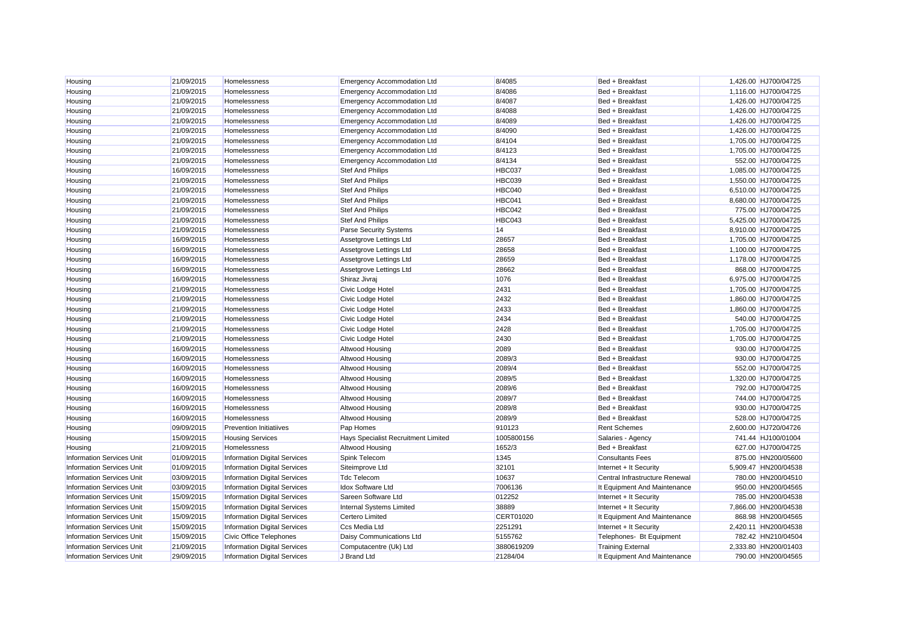| | | | | | | | |
|---|---|---|---|---|---|---|---|
| Housing | 21/09/2015 | Homelessness | Emergency Accommodation Ltd | 8/4085 | Bed + Breakfast | 1,426.00 | HJ700/04725 |
| Housing | 21/09/2015 | Homelessness | Emergency Accommodation Ltd | 8/4086 | Bed + Breakfast | 1,116.00 | HJ700/04725 |
| Housing | 21/09/2015 | Homelessness | Emergency Accommodation Ltd | 8/4087 | Bed + Breakfast | 1,426.00 | HJ700/04725 |
| Housing | 21/09/2015 | Homelessness | Emergency Accommodation Ltd | 8/4088 | Bed + Breakfast | 1,426.00 | HJ700/04725 |
| Housing | 21/09/2015 | Homelessness | Emergency Accommodation Ltd | 8/4089 | Bed + Breakfast | 1,426.00 | HJ700/04725 |
| Housing | 21/09/2015 | Homelessness | Emergency Accommodation Ltd | 8/4090 | Bed + Breakfast | 1,426.00 | HJ700/04725 |
| Housing | 21/09/2015 | Homelessness | Emergency Accommodation Ltd | 8/4104 | Bed + Breakfast | 1,705.00 | HJ700/04725 |
| Housing | 21/09/2015 | Homelessness | Emergency Accommodation Ltd | 8/4123 | Bed + Breakfast | 1,705.00 | HJ700/04725 |
| Housing | 21/09/2015 | Homelessness | Emergency Accommodation Ltd | 8/4134 | Bed + Breakfast | 552.00 | HJ700/04725 |
| Housing | 16/09/2015 | Homelessness | Stef And Philips | HBC037 | Bed + Breakfast | 1,085.00 | HJ700/04725 |
| Housing | 21/09/2015 | Homelessness | Stef And Philips | HBC039 | Bed + Breakfast | 1,550.00 | HJ700/04725 |
| Housing | 21/09/2015 | Homelessness | Stef And Philips | HBC040 | Bed + Breakfast | 6,510.00 | HJ700/04725 |
| Housing | 21/09/2015 | Homelessness | Stef And Philips | HBC041 | Bed + Breakfast | 8,680.00 | HJ700/04725 |
| Housing | 21/09/2015 | Homelessness | Stef And Philips | HBC042 | Bed + Breakfast | 775.00 | HJ700/04725 |
| Housing | 21/09/2015 | Homelessness | Stef And Philips | HBC043 | Bed + Breakfast | 5,425.00 | HJ700/04725 |
| Housing | 21/09/2015 | Homelessness | Parse Security Systems | 14 | Bed + Breakfast | 8,910.00 | HJ700/04725 |
| Housing | 16/09/2015 | Homelessness | Assetgrove Lettings Ltd | 28657 | Bed + Breakfast | 1,705.00 | HJ700/04725 |
| Housing | 16/09/2015 | Homelessness | Assetgrove Lettings Ltd | 28658 | Bed + Breakfast | 1,100.00 | HJ700/04725 |
| Housing | 16/09/2015 | Homelessness | Assetgrove Lettings Ltd | 28659 | Bed + Breakfast | 1,178.00 | HJ700/04725 |
| Housing | 16/09/2015 | Homelessness | Assetgrove Lettings Ltd | 28662 | Bed + Breakfast | 868.00 | HJ700/04725 |
| Housing | 16/09/2015 | Homelessness | Shiraz Jivraj | 1076 | Bed + Breakfast | 6,975.00 | HJ700/04725 |
| Housing | 21/09/2015 | Homelessness | Civic Lodge Hotel | 2431 | Bed + Breakfast | 1,705.00 | HJ700/04725 |
| Housing | 21/09/2015 | Homelessness | Civic Lodge Hotel | 2432 | Bed + Breakfast | 1,860.00 | HJ700/04725 |
| Housing | 21/09/2015 | Homelessness | Civic Lodge Hotel | 2433 | Bed + Breakfast | 1,860.00 | HJ700/04725 |
| Housing | 21/09/2015 | Homelessness | Civic Lodge Hotel | 2434 | Bed + Breakfast | 540.00 | HJ700/04725 |
| Housing | 21/09/2015 | Homelessness | Civic Lodge Hotel | 2428 | Bed + Breakfast | 1,705.00 | HJ700/04725 |
| Housing | 21/09/2015 | Homelessness | Civic Lodge Hotel | 2430 | Bed + Breakfast | 1,705.00 | HJ700/04725 |
| Housing | 16/09/2015 | Homelessness | Altwood Housing | 2089 | Bed + Breakfast | 930.00 | HJ700/04725 |
| Housing | 16/09/2015 | Homelessness | Altwood Housing | 2089/3 | Bed + Breakfast | 930.00 | HJ700/04725 |
| Housing | 16/09/2015 | Homelessness | Altwood Housing | 2089/4 | Bed + Breakfast | 552.00 | HJ700/04725 |
| Housing | 16/09/2015 | Homelessness | Altwood Housing | 2089/5 | Bed + Breakfast | 1,320.00 | HJ700/04725 |
| Housing | 16/09/2015 | Homelessness | Altwood Housing | 2089/6 | Bed + Breakfast | 792.00 | HJ700/04725 |
| Housing | 16/09/2015 | Homelessness | Altwood Housing | 2089/7 | Bed + Breakfast | 744.00 | HJ700/04725 |
| Housing | 16/09/2015 | Homelessness | Altwood Housing | 2089/8 | Bed + Breakfast | 930.00 | HJ700/04725 |
| Housing | 16/09/2015 | Homelessness | Altwood Housing | 2089/9 | Bed + Breakfast | 528.00 | HJ700/04725 |
| Housing | 09/09/2015 | Prevention Initiatiives | Pap Homes | 910123 | Rent Schemes | 2,600.00 | HJ720/04726 |
| Housing | 15/09/2015 | Housing Services | Hays Specialist Recruitment Limited | 1005800156 | Salaries - Agency | 741.44 | HJ100/01004 |
| Housing | 21/09/2015 | Homelessness | Altwood Housing | 1652/3 | Bed + Breakfast | 627.00 | HJ700/04725 |
| Information Services Unit | 01/09/2015 | Information Digital Services | Spink Telecom | 1345 | Consultants Fees | 875.00 | HN200/05600 |
| Information Services Unit | 01/09/2015 | Information Digital Services | Siteimprove Ltd | 32101 | Internet + It Security | 5,909.47 | HN200/04538 |
| Information Services Unit | 03/09/2015 | Information Digital Services | Tdc Telecom | 10637 | Central Infrastructure Renewal | 780.00 | HN200/04510 |
| Information Services Unit | 03/09/2015 | Information Digital Services | Idox Software Ltd | 7006136 | It Equipment And Maintenance | 950.00 | HN200/04565 |
| Information Services Unit | 15/09/2015 | Information Digital Services | Sareen Software Ltd | 012252 | Internet + It Security | 785.00 | HN200/04538 |
| Information Services Unit | 15/09/2015 | Information Digital Services | Internal Systems Limited | 38889 | Internet + It Security | 7,866.00 | HN200/04538 |
| Information Services Unit | 15/09/2015 | Information Digital Services | Certero Limited | CERT01020 | It Equipment And Maintenance | 868.98 | HN200/04565 |
| Information Services Unit | 15/09/2015 | Information Digital Services | Ccs Media Ltd | 2251291 | Internet + It Security | 2,420.11 | HN200/04538 |
| Information Services Unit | 15/09/2015 | Civic Office Telephones | Daisy Communications Ltd | 5155762 | Telephones- Bt Equipment | 782.42 | HN210/04504 |
| Information Services Unit | 21/09/2015 | Information Digital Services | Computacentre (Uk) Ltd | 3880619209 | Training External | 2,333.80 | HN200/01403 |
| Information Services Unit | 29/09/2015 | Information Digital Services | J Brand Ltd | 21284/04 | It Equipment And Maintenance | 790.00 | HN200/04565 |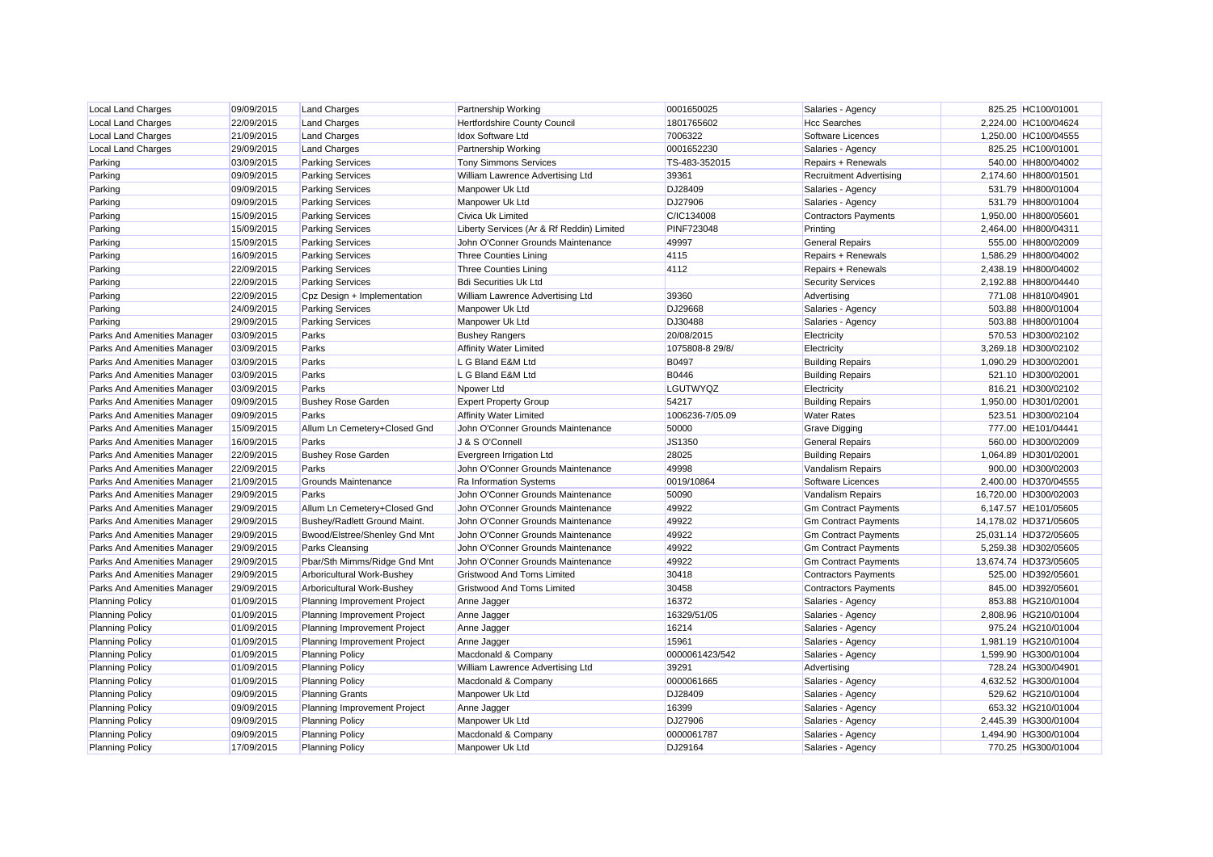| Local Land Charges | 09/09/2015 | Land Charges | Partnership Working | 0001650025 | Salaries - Agency | 825.25 | HC100/01001 |
|---|---|---|---|---|---|---|---|
| Local Land Charges | 22/09/2015 | Land Charges | Hertfordshire County Council | 1801765602 | Hcc Searches | 2,224.00 | HC100/04624 |
| Local Land Charges | 21/09/2015 | Land Charges | Idox Software Ltd | 7006322 | Software Licences | 1,250.00 | HC100/04555 |
| Local Land Charges | 29/09/2015 | Land Charges | Partnership Working | 0001652230 | Salaries - Agency | 825.25 | HC100/01001 |
| Parking | 03/09/2015 | Parking Services | Tony Simmons Services | TS-483-352015 | Repairs + Renewals | 540.00 | HH800/04002 |
| Parking | 09/09/2015 | Parking Services | William Lawrence Advertising Ltd | 39361 | Recruitment Advertising | 2,174.60 | HH800/01501 |
| Parking | 09/09/2015 | Parking Services | Manpower Uk Ltd | DJ28409 | Salaries - Agency | 531.79 | HH800/01004 |
| Parking | 09/09/2015 | Parking Services | Manpower Uk Ltd | DJ27906 | Salaries - Agency | 531.79 | HH800/01004 |
| Parking | 15/09/2015 | Parking Services | Civica Uk Limited | C/IC134008 | Contractors Payments | 1,950.00 | HH800/05601 |
| Parking | 15/09/2015 | Parking Services | Liberty Services (Ar & Rf Reddin) Limited | PINF723048 | Printing | 2,464.00 | HH800/04311 |
| Parking | 15/09/2015 | Parking Services | John O'Conner Grounds Maintenance | 49997 | General Repairs | 555.00 | HH800/02009 |
| Parking | 16/09/2015 | Parking Services | Three Counties Lining | 4115 | Repairs + Renewals | 1,586.29 | HH800/04002 |
| Parking | 22/09/2015 | Parking Services | Three Counties Lining | 4112 | Repairs + Renewals | 2,438.19 | HH800/04002 |
| Parking | 22/09/2015 | Parking Services | Bdi Securities Uk Ltd | | Security Services | 2,192.88 | HH800/04440 |
| Parking | 22/09/2015 | Cpz Design + Implementation | William Lawrence Advertising Ltd | 39360 | Advertising | 771.08 | HH810/04901 |
| Parking | 24/09/2015 | Parking Services | Manpower Uk Ltd | DJ29668 | Salaries - Agency | 503.88 | HH800/01004 |
| Parking | 29/09/2015 | Parking Services | Manpower Uk Ltd | DJ30488 | Salaries - Agency | 503.88 | HH800/01004 |
| Parks And Amenities Manager | 03/09/2015 | Parks | Bushey Rangers | 20/08/2015 | Electricity | 570.53 | HD300/02102 |
| Parks And Amenities Manager | 03/09/2015 | Parks | Affinity Water Limited | 1075808-8 29/8/ | Electricity | 3,269.18 | HD300/02102 |
| Parks And Amenities Manager | 03/09/2015 | Parks | L G Bland E&M Ltd | B0497 | Building Repairs | 1,090.29 | HD300/02001 |
| Parks And Amenities Manager | 03/09/2015 | Parks | L G Bland E&M Ltd | B0446 | Building Repairs | 521.10 | HD300/02001 |
| Parks And Amenities Manager | 03/09/2015 | Parks | Npower Ltd | LGUTWYQZ | Electricity | 816.21 | HD300/02102 |
| Parks And Amenities Manager | 09/09/2015 | Bushey Rose Garden | Expert Property Group | 54217 | Building Repairs | 1,950.00 | HD301/02001 |
| Parks And Amenities Manager | 09/09/2015 | Parks | Affinity Water Limited | 1006236-7/05.09 | Water Rates | 523.51 | HD300/02104 |
| Parks And Amenities Manager | 15/09/2015 | Allum Ln Cemetery+Closed Gnd | John O'Conner Grounds Maintenance | 50000 | Grave Digging | 777.00 | HE101/04441 |
| Parks And Amenities Manager | 16/09/2015 | Parks | J & S O'Connell | JS1350 | General Repairs | 560.00 | HD300/02009 |
| Parks And Amenities Manager | 22/09/2015 | Bushey Rose Garden | Evergreen Irrigation Ltd | 28025 | Building Repairs | 1,064.89 | HD301/02001 |
| Parks And Amenities Manager | 22/09/2015 | Parks | John O'Conner Grounds Maintenance | 49998 | Vandalism Repairs | 900.00 | HD300/02003 |
| Parks And Amenities Manager | 21/09/2015 | Grounds Maintenance | Ra Information Systems | 0019/10864 | Software Licences | 2,400.00 | HD370/04555 |
| Parks And Amenities Manager | 29/09/2015 | Parks | John O'Conner Grounds Maintenance | 50090 | Vandalism Repairs | 16,720.00 | HD300/02003 |
| Parks And Amenities Manager | 29/09/2015 | Allum Ln Cemetery+Closed Gnd | John O'Conner Grounds Maintenance | 49922 | Gm Contract Payments | 6,147.57 | HE101/05605 |
| Parks And Amenities Manager | 29/09/2015 | Bushey/Radlett Ground Maint. | John O'Conner Grounds Maintenance | 49922 | Gm Contract Payments | 14,178.02 | HD371/05605 |
| Parks And Amenities Manager | 29/09/2015 | Bwood/Elstree/Shenley Gnd Mnt | John O'Conner Grounds Maintenance | 49922 | Gm Contract Payments | 25,031.14 | HD372/05605 |
| Parks And Amenities Manager | 29/09/2015 | Parks Cleansing | John O'Conner Grounds Maintenance | 49922 | Gm Contract Payments | 5,259.38 | HD302/05605 |
| Parks And Amenities Manager | 29/09/2015 | Pbar/Sth Mimms/Ridge Gnd Mnt | John O'Conner Grounds Maintenance | 49922 | Gm Contract Payments | 13,674.74 | HD373/05605 |
| Parks And Amenities Manager | 29/09/2015 | Arboricultural Work-Bushey | Gristwood And Toms Limited | 30418 | Contractors Payments | 525.00 | HD392/05601 |
| Parks And Amenities Manager | 29/09/2015 | Arboricultural Work-Bushey | Gristwood And Toms Limited | 30458 | Contractors Payments | 845.00 | HD392/05601 |
| Planning Policy | 01/09/2015 | Planning Improvement Project | Anne Jagger | 16372 | Salaries - Agency | 853.88 | HG210/01004 |
| Planning Policy | 01/09/2015 | Planning Improvement Project | Anne Jagger | 16329/51/05 | Salaries - Agency | 2,808.96 | HG210/01004 |
| Planning Policy | 01/09/2015 | Planning Improvement Project | Anne Jagger | 16214 | Salaries - Agency | 975.24 | HG210/01004 |
| Planning Policy | 01/09/2015 | Planning Improvement Project | Anne Jagger | 15961 | Salaries - Agency | 1,981.19 | HG210/01004 |
| Planning Policy | 01/09/2015 | Planning Policy | Macdonald & Company | 0000061423/542 | Salaries - Agency | 1,599.90 | HG300/01004 |
| Planning Policy | 01/09/2015 | Planning Policy | William Lawrence Advertising Ltd | 39291 | Advertising | 728.24 | HG300/04901 |
| Planning Policy | 01/09/2015 | Planning Policy | Macdonald & Company | 0000061665 | Salaries - Agency | 4,632.52 | HG300/01004 |
| Planning Policy | 09/09/2015 | Planning Grants | Manpower Uk Ltd | DJ28409 | Salaries - Agency | 529.62 | HG210/01004 |
| Planning Policy | 09/09/2015 | Planning Improvement Project | Anne Jagger | 16399 | Salaries - Agency | 653.32 | HG210/01004 |
| Planning Policy | 09/09/2015 | Planning Policy | Manpower Uk Ltd | DJ27906 | Salaries - Agency | 2,445.39 | HG300/01004 |
| Planning Policy | 09/09/2015 | Planning Policy | Macdonald & Company | 0000061787 | Salaries - Agency | 1,494.90 | HG300/01004 |
| Planning Policy | 17/09/2015 | Planning Policy | Manpower Uk Ltd | DJ29164 | Salaries - Agency | 770.25 | HG300/01004 |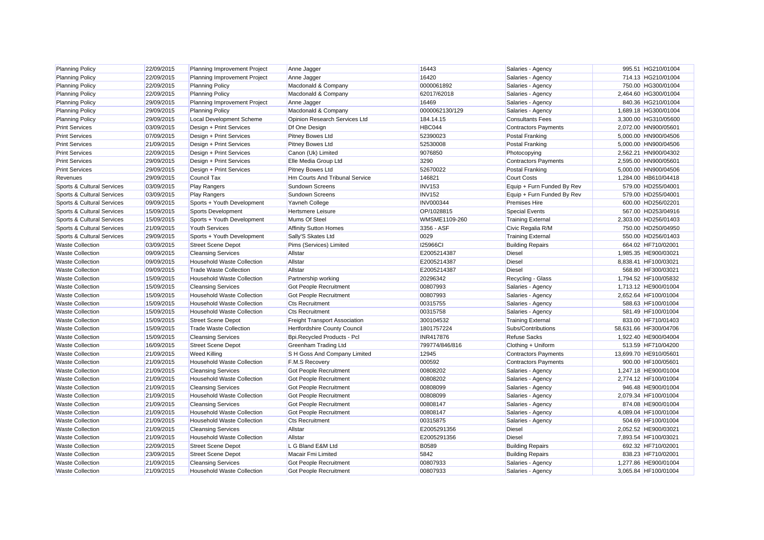| Planning Policy | 22/09/2015 | Planning Improvement Project | Anne Jagger | 16443 | Salaries - Agency | 995.51 | HG210/01004 |
|---|---|---|---|---|---|---|---|
| Planning Policy | 22/09/2015 | Planning Improvement Project | Anne Jagger | 16420 | Salaries - Agency | 714.13 | HG210/01004 |
| Planning Policy | 22/09/2015 | Planning Policy | Macdonald & Company | 0000061892 | Salaries - Agency | 750.00 | HG300/01004 |
| Planning Policy | 22/09/2015 | Planning Policy | Macdonald & Company | 62017/62018 | Salaries - Agency | 2,464.60 | HG300/01004 |
| Planning Policy | 29/09/2015 | Planning Improvement Project | Anne Jagger | 16469 | Salaries - Agency | 840.36 | HG210/01004 |
| Planning Policy | 29/09/2015 | Planning Policy | Macdonald & Company | 0000062130/129 | Salaries - Agency | 1,689.18 | HG300/01004 |
| Planning Policy | 29/09/2015 | Local Development Scheme | Opinion Research Services Ltd | 184.14.15 | Consultants Fees | 3,300.00 | HG310/05600 |
| Print Services | 03/09/2015 | Design + Print Services | Df One Design | HBC044 | Contractors Payments | 2,072.00 | HN900/05601 |
| Print Services | 07/09/2015 | Design + Print Services | Pitney Bowes Ltd | 52390023 | Postal Franking | 5,000.00 | HN900/04506 |
| Print Services | 21/09/2015 | Design + Print Services | Pitney Bowes Ltd | 52530008 | Postal Franking | 5,000.00 | HN900/04506 |
| Print Services | 22/09/2015 | Design + Print Services | Canon (Uk) Limited | 9076850 | Photocopying | 2,562.21 | HN900/04302 |
| Print Services | 29/09/2015 | Design + Print Services | Elle Media Group Ltd | 3290 | Contractors Payments | 2,595.00 | HN900/05601 |
| Print Services | 29/09/2015 | Design + Print Services | Pitney Bowes Ltd | 52670022 | Postal Franking | 5,000.00 | HN900/04506 |
| Revenues | 29/09/2015 | Council Tax | Hm Courts And Tribunal Service | 146821 | Court Costs | 1,284.00 | HB610/04418 |
| Sports & Cultural Services | 03/09/2015 | Play Rangers | Sundown Screens | INV153 | Equip + Furn Funded By Rev | 579.00 | HD255/04001 |
| Sports & Cultural Services | 03/09/2015 | Play Rangers | Sundown Screens | INV152 | Equip + Furn Funded By Rev | 579.00 | HD255/04001 |
| Sports & Cultural Services | 09/09/2015 | Sports + Youth Development | Yavneh College | INV000344 | Premises Hire | 600.00 | HD256/02201 |
| Sports & Cultural Services | 15/09/2015 | Sports Development | Hertsmere Leisure | OP/1028815 | Special Events | 567.00 | HD253/04916 |
| Sports & Cultural Services | 15/09/2015 | Sports + Youth Development | Mums Of Steel | WMSME1109-260 | Training External | 2,303.00 | HD256/01403 |
| Sports & Cultural Services | 21/09/2015 | Youth Services | Affinity Sutton Homes | 3356 - ASF | Civic Regalia R/M | 750.00 | HD250/04950 |
| Sports & Cultural Services | 29/09/2015 | Sports + Youth Development | Sally'S Skates Ltd | 0029 | Training External | 550.00 | HD256/01403 |
| Waste Collection | 03/09/2015 | Street Scene Depot | Pims (Services) Limited | I25966CI | Building Repairs | 664.02 | HF710/02001 |
| Waste Collection | 09/09/2015 | Cleansing Services | Allstar | E2005214387 | Diesel | 1,985.35 | HE900/03021 |
| Waste Collection | 09/09/2015 | Household Waste Collection | Allstar | E2005214387 | Diesel | 8,838.41 | HF100/03021 |
| Waste Collection | 09/09/2015 | Trade Waste Collection | Allstar | E2005214387 | Diesel | 568.80 | HF300/03021 |
| Waste Collection | 15/09/2015 | Household Waste Collection | Partnership working | 20296342 | Recycling - Glass | 1,794.52 | HF100/05832 |
| Waste Collection | 15/09/2015 | Cleansing Services | Got People Recruitment | 00807993 | Salaries - Agency | 1,713.12 | HE900/01004 |
| Waste Collection | 15/09/2015 | Household Waste Collection | Got People Recruitment | 00807993 | Salaries - Agency | 2,652.64 | HF100/01004 |
| Waste Collection | 15/09/2015 | Household Waste Collection | Cts Recruitment | 00315755 | Salaries - Agency | 588.63 | HF100/01004 |
| Waste Collection | 15/09/2015 | Household Waste Collection | Cts Recruitment | 00315758 | Salaries - Agency | 581.49 | HF100/01004 |
| Waste Collection | 15/09/2015 | Street Scene Depot | Freight Transport Association | 300104532 | Training External | 833.00 | HF710/01403 |
| Waste Collection | 15/09/2015 | Trade Waste Collection | Hertfordshire County Council | 1801757224 | Subs/Contributions | 58,631.66 | HF300/04706 |
| Waste Collection | 15/09/2015 | Cleansing Services | Bpi.Recycled Products - Pcl | INR417876 | Refuse Sacks | 1,922.40 | HE900/04004 |
| Waste Collection | 16/09/2015 | Street Scene Depot | Greenham Trading Ltd | 799774/846/816 | Clothing + Uniform | 513.59 | HF710/04200 |
| Waste Collection | 21/09/2015 | Weed Killing | S H Goss And Company Limited | 12945 | Contractors Payments | 13,699.70 | HE910/05601 |
| Waste Collection | 21/09/2015 | Household Waste Collection | F.M.S Recovery | 000592 | Contractors Payments | 900.00 | HF100/05601 |
| Waste Collection | 21/09/2015 | Cleansing Services | Got People Recruitment | 00808202 | Salaries - Agency | 1,247.18 | HE900/01004 |
| Waste Collection | 21/09/2015 | Household Waste Collection | Got People Recruitment | 00808202 | Salaries - Agency | 2,774.12 | HF100/01004 |
| Waste Collection | 21/09/2015 | Cleansing Services | Got People Recruitment | 00808099 | Salaries - Agency | 946.48 | HE900/01004 |
| Waste Collection | 21/09/2015 | Household Waste Collection | Got People Recruitment | 00808099 | Salaries - Agency | 2,079.34 | HF100/01004 |
| Waste Collection | 21/09/2015 | Cleansing Services | Got People Recruitment | 00808147 | Salaries - Agency | 874.08 | HE900/01004 |
| Waste Collection | 21/09/2015 | Household Waste Collection | Got People Recruitment | 00808147 | Salaries - Agency | 4,089.04 | HF100/01004 |
| Waste Collection | 21/09/2015 | Household Waste Collection | Cts Recruitment | 00315875 | Salaries - Agency | 504.69 | HF100/01004 |
| Waste Collection | 21/09/2015 | Cleansing Services | Allstar | E2005291356 | Diesel | 2,052.52 | HE900/03021 |
| Waste Collection | 21/09/2015 | Household Waste Collection | Allstar | E2005291356 | Diesel | 7,893.54 | HF100/03021 |
| Waste Collection | 22/09/2015 | Street Scene Depot | L G Bland E&M Ltd | B0589 | Building Repairs | 692.32 | HF710/02001 |
| Waste Collection | 23/09/2015 | Street Scene Depot | Macair Fmi Limited | 5842 | Building Repairs | 838.23 | HF710/02001 |
| Waste Collection | 21/09/2015 | Cleansing Services | Got People Recruitment | 00807933 | Salaries - Agency | 1,277.86 | HE900/01004 |
| Waste Collection | 21/09/2015 | Household Waste Collection | Got People Recruitment | 00807933 | Salaries - Agency | 3,065.84 | HF100/01004 |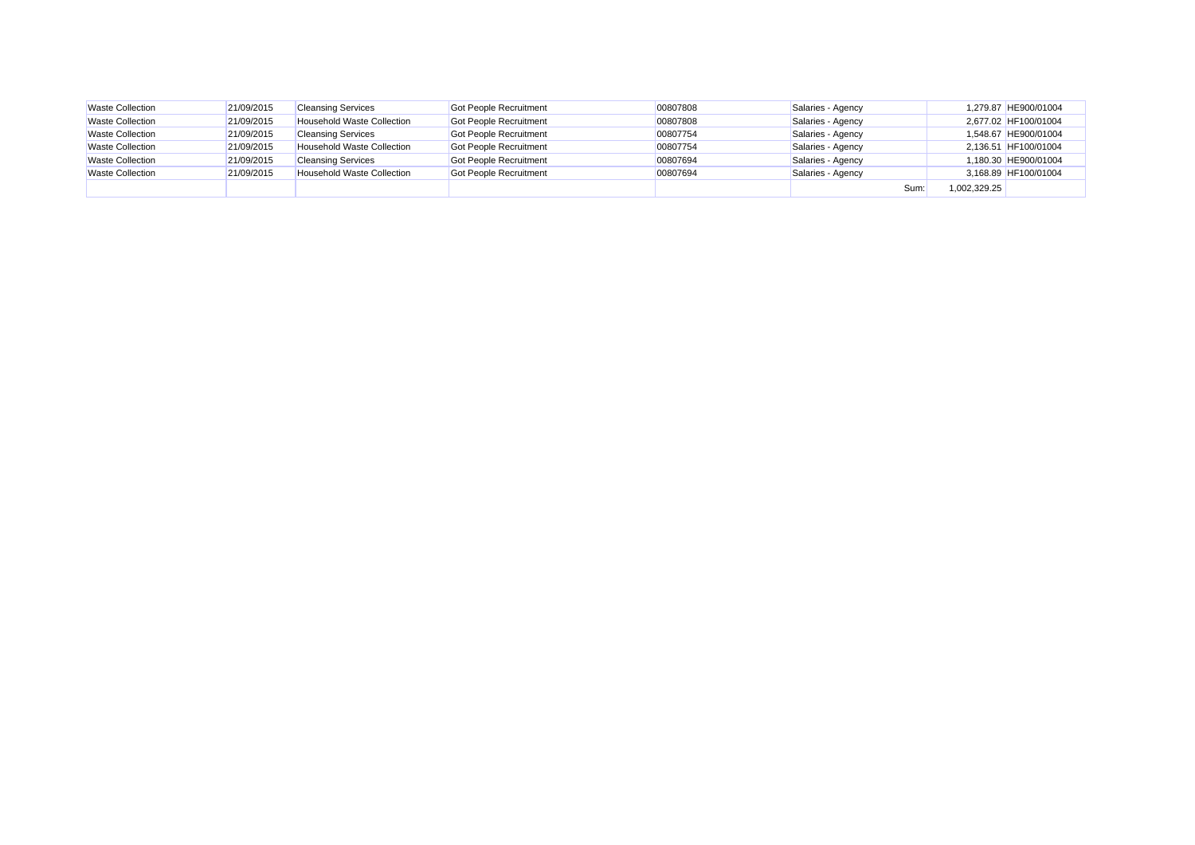| | | | | | | | |
|---|---|---|---|---|---|---|---|
| Waste Collection | 21/09/2015 | Cleansing Services | Got People Recruitment | 00807808 | Salaries - Agency | 1,279.87 | HE900/01004 |
| Waste Collection | 21/09/2015 | Household Waste Collection | Got People Recruitment | 00807808 | Salaries - Agency | 2,677.02 | HF100/01004 |
| Waste Collection | 21/09/2015 | Cleansing Services | Got People Recruitment | 00807754 | Salaries - Agency | 1,548.67 | HE900/01004 |
| Waste Collection | 21/09/2015 | Household Waste Collection | Got People Recruitment | 00807754 | Salaries - Agency | 2,136.51 | HF100/01004 |
| Waste Collection | 21/09/2015 | Cleansing Services | Got People Recruitment | 00807694 | Salaries - Agency | 1,180.30 | HE900/01004 |
| Waste Collection | 21/09/2015 | Household Waste Collection | Got People Recruitment | 00807694 | Salaries - Agency | 3,168.89 | HF100/01004 |
| | | | | | Sum: | 1,002,329.25 | |